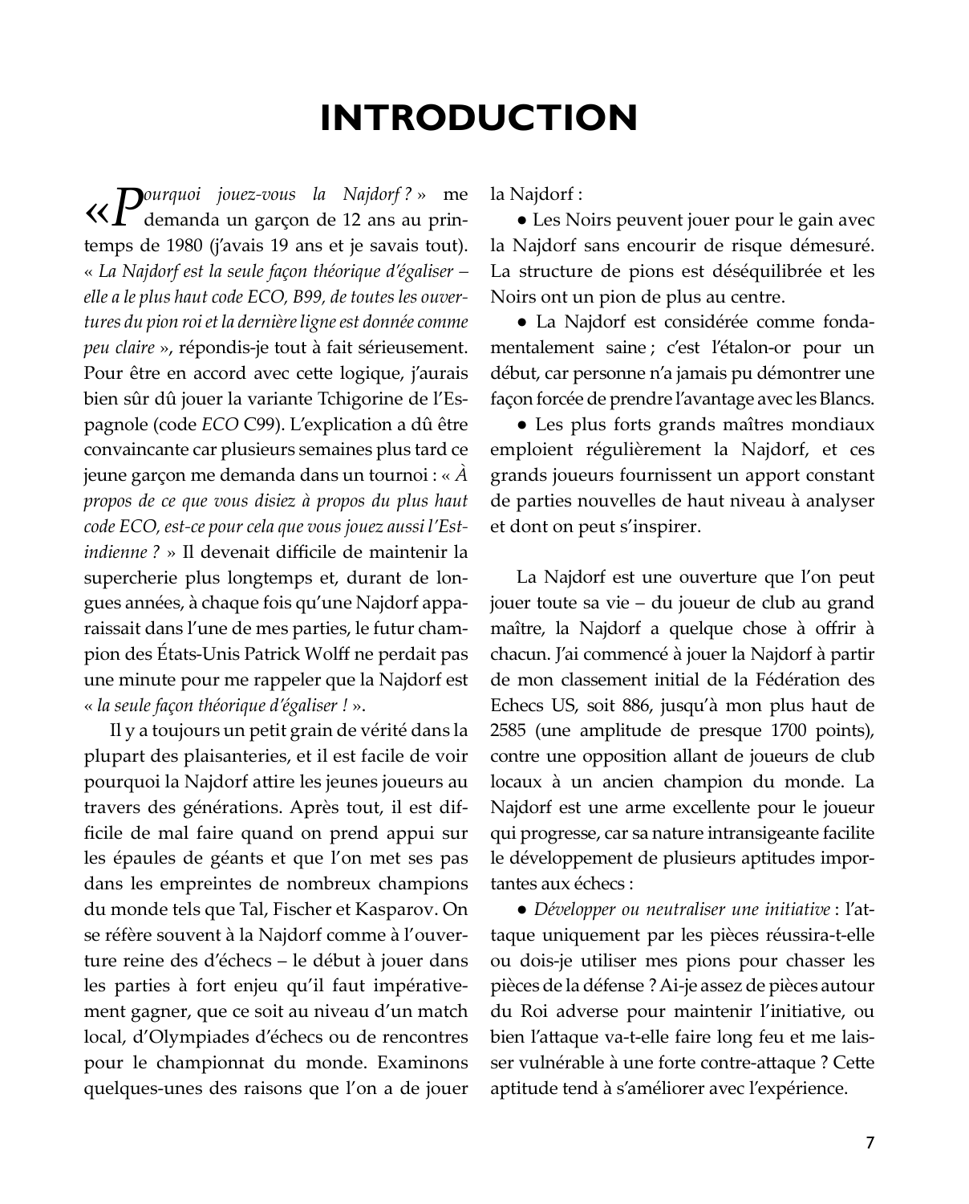# INTRODUCTION

« *Pourquoi jouez-vous la Najdorf ?* » me demanda un garçon de 12 ans au printemps de 1980 (j'avais 19 ans et je savais tout). « *La Najdorf est la seule façon théorique d'égaliser – elle a le plus haut code ECO, B99, de toutes les ouvertures du pion roi et la dernière ligne est donnée comme peu claire* », répondis-je tout à fait sérieusement. Pour être en accord avec cette logique, j'aurais bien sûr dû jouer la variante Tchigorine de l'Espagnole (code *ECO* C99). L'explication a dû être convaincante car plusieurs semaines plus tard ce jeune garçon me demanda dans un tournoi : « *À propos de ce que vous disiez à propos du plus haut code ECO, est-ce pour cela que vous jouez aussi l'Est-indienne ?* » Il devenait difficile de maintenir la supercherie plus longtemps et, durant de longues années, à chaque fois qu'une Najdorf apparaissait dans l'une de mes parties, le futur champion des États-Unis Patrick Wolff ne perdait pas une minute pour me rappeler que la Najdorf est « *la seule façon théorique d'égaliser !* ».

Il y a toujours un petit grain de vérité dans la plupart des plaisanteries, et il est facile de voir pourquoi la Najdorf attire les jeunes joueurs au travers des générations. Après tout, il est difficile de mal faire quand on prend appui sur les épaules de géants et que l'on met ses pas dans les empreintes de nombreux champions du monde tels que Tal, Fischer et Kasparov. On se réfère souvent à la Najdorf comme à l'ouverture reine des d'échecs – le début à jouer dans les parties à fort enjeu qu'il faut impérativement gagner, que ce soit au niveau d'un match local, d'Olympiades d'échecs ou de rencontres pour le championnat du monde. Examinons quelques-unes des raisons que l'on a de jouer la Najdorf :

- Les Noirs peuvent jouer pour le gain avec la Najdorf sans encourir de risque démesuré. La structure de pions est déséquilibrée et les Noirs ont un pion de plus au centre.
- La Najdorf est considérée comme fondamentalement saine ; c'est l'étalon-or pour un début, car personne n'a jamais pu démontrer une façon forcée de prendre l'avantage avec les Blancs.
- Les plus forts grands maîtres mondiaux emploient régulièrement la Najdorf, et ces grands joueurs fournissent un apport constant de parties nouvelles de haut niveau à analyser et dont on peut s'inspirer.

La Najdorf est une ouverture que l'on peut jouer toute sa vie – du joueur de club au grand maître, la Najdorf a quelque chose à offrir à chacun. J'ai commencé à jouer la Najdorf à partir de mon classement initial de la Fédération des Echecs US, soit 886, jusqu'à mon plus haut de 2585 (une amplitude de presque 1700 points), contre une opposition allant de joueurs de club locaux à un ancien champion du monde. La Najdorf est une arme excellente pour le joueur qui progresse, car sa nature intransigeante facilite le développement de plusieurs aptitudes importantes aux échecs :

- *Développer ou neutraliser une initiative* : l'attaque uniquement par les pièces réussira-t-elle ou dois-je utiliser mes pions pour chasser les pièces de la défense ? Ai-je assez de pièces autour du Roi adverse pour maintenir l'initiative, ou bien l'attaque va-t-elle faire long feu et me laisser vulnérable à une forte contre-attaque ? Cette aptitude tend à s'améliorer avec l'expérience.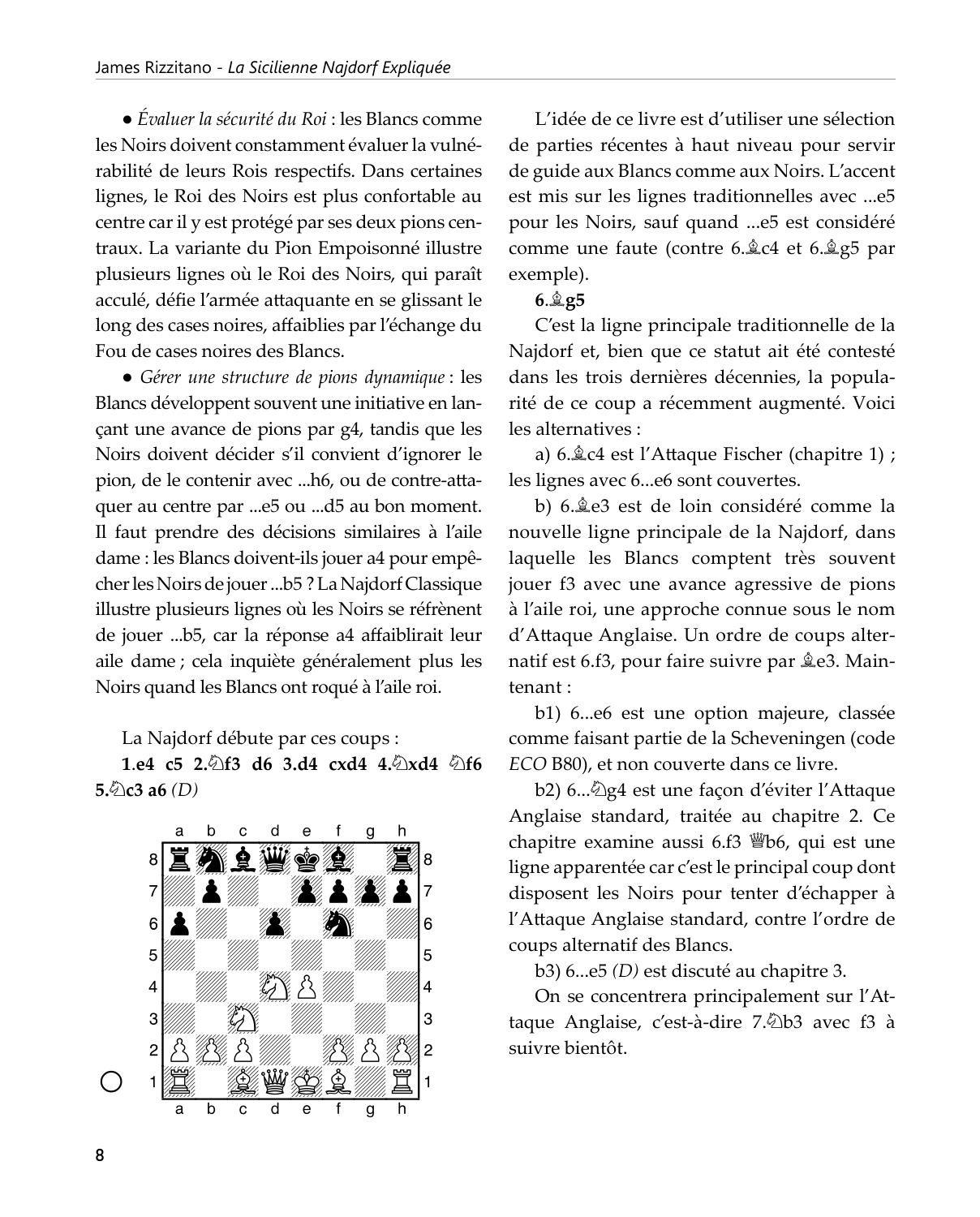● *Évaluer la sécurité du Roi* : les Blancs comme les Noirs doivent constamment évaluer la vulnérabilité de leurs Rois respectifs. Dans certaines lignes, le Roi des Noirs est plus confortable au centre car il y est protégé par ses deux pions centraux. La variante du Pion Empoisonné illustre plusieurs lignes où le Roi des Noirs, qui paraît acculé, défie l'armée attaquante en se glissant le long des cases noires, affaiblies par l'échange du Fou de cases noires des Blancs.

● *Gérer une structure de pions dynamique* : les Blancs développent souvent une initiative en lançant une avance de pions par g4, tandis que les Noirs doivent décider s'il convient d'ignorer le pion, de le contenir avec ...h6, ou de contre-attaquer au centre par ...e5 ou ...d5 au bon moment. Il faut prendre des décisions similaires à l'aile dame : les Blancs doivent-ils jouer a4 pour empêcher les Noirs de jouer ...b5 ? La Najdorf Classique illustre plusieurs lignes où les Noirs se réfrènent de jouer ...b5, car la réponse a4 affaiblirait leur aile dame ; cela inquiète généralement plus les Noirs quand les Blancs ont roqué à l'aile roi.

La Najdorf débute par ces coups :

**1.e4 c5 2.♘f3 d6 3.d4 cxd4 4.♘xd4 ♘f6 5.♘c3 a6** *(D)*

L'idée de ce livre est d'utiliser une sélection de parties récentes à haut niveau pour servir de guide aux Blancs comme aux Noirs. L'accent est mis sur les lignes traditionnelles avec ...e5 pour les Noirs, sauf quand ...e5 est considéré comme une faute (contre 6.♗c4 et 6.♗g5 par exemple).

**6.♗g5**

C'est la ligne principale traditionnelle de la Najdorf et, bien que ce statut ait été contesté dans les trois dernières décennies, la popularité de ce coup a récemment augmenté. Voici les alternatives :

a) 6.♗c4 est l'Attaque Fischer (chapitre 1) ; les lignes avec 6...e6 sont couvertes.

b) 6.♗e3 est de loin considéré comme la nouvelle ligne principale de la Najdorf, dans laquelle les Blancs comptent très souvent jouer f3 avec une avance agressive de pions à l'aile roi, une approche connue sous le nom d'Attaque Anglaise. Un ordre de coups alternatif est 6.f3, pour faire suivre par ♗e3. Maintenant :

b1) 6...e6 est une option majeure, classée comme faisant partie de la Scheveningen (code *ECO* B80), et non couverte dans ce livre.

b2) 6...♘g4 est une façon d'éviter l'Attaque Anglaise standard, traitée au chapitre 2. Ce chapitre examine aussi 6.f3 ♕b6, qui est une ligne apparentée car c'est le principal coup dont disposent les Noirs pour tenter d'échapper à l'Attaque Anglaise standard, contre l'ordre de coups alternatif des Blancs.

b3) 6...e5 *(D)* est discuté au chapitre 3.

On se concentrera principalement sur l'Attaque Anglaise, c'est-à-dire 7.♘b3 avec f3 à suivre bientôt.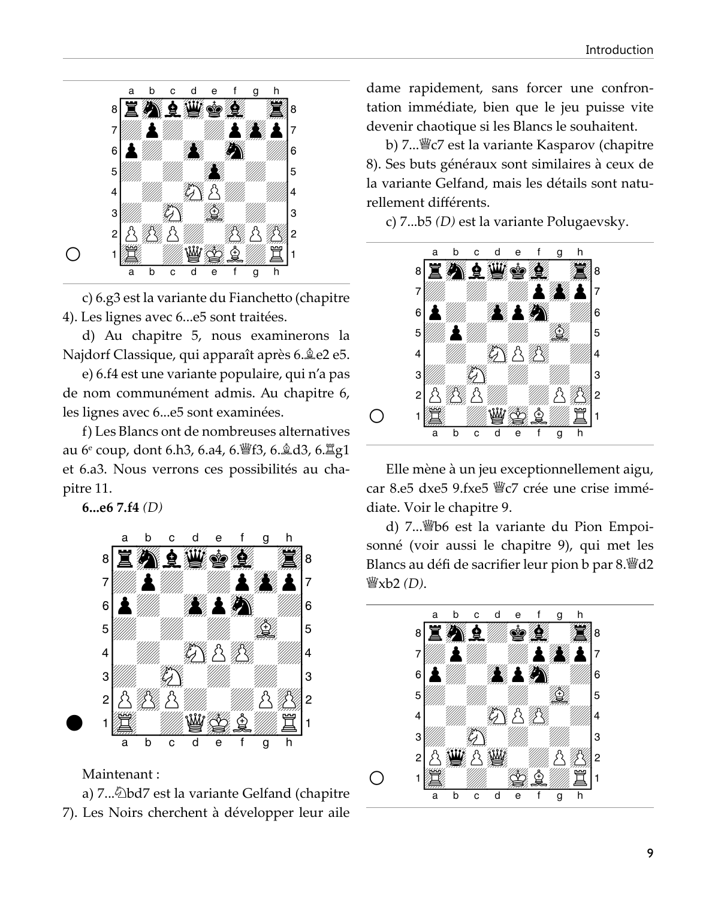c) 6.g3 est la variante du Fianchetto (chapitre 4). Les lignes avec 6...e5 sont traitées.

d) Au chapitre 5, nous examinerons la Najdorf Classique, qui apparaît après 6.♗e2 e5.

e) 6.f4 est une variante populaire, qui n'a pas de nom communément admis. Au chapitre 6, les lignes avec 6...e5 sont examinées.

f) Les Blancs ont de nombreuses alternatives au 6e coup, dont 6.h3, 6.a4, 6.♕f3, 6.♗d3, 6.♖g1 et 6.a3. Nous verrons ces possibilités au chapitre 11.

**6...e6 7.f4** *(D)*

Maintenant :

a) 7...♘bd7 est la variante Gelfand (chapitre 7). Les Noirs cherchent à développer leur aile dame rapidement, sans forcer une confrontation immédiate, bien que le jeu puisse vite devenir chaotique si les Blancs le souhaitent.

b) 7...♕c7 est la variante Kasparov (chapitre 8). Ses buts généraux sont similaires à ceux de la variante Gelfand, mais les détails sont naturellement différents.

c) 7...b5 *(D)* est la variante Polugaevsky.

Elle mène à un jeu exceptionnellement aigu, car 8.e5 dxe5 9.fxe5 ♕c7 crée une crise immédiate. Voir le chapitre 9.

d) 7...♕b6 est la variante du Pion Empoisonné (voir aussi le chapitre 9), qui met les Blancs au défi de sacrifier leur pion b par 8.♕d2 ♕xb2 *(D)*.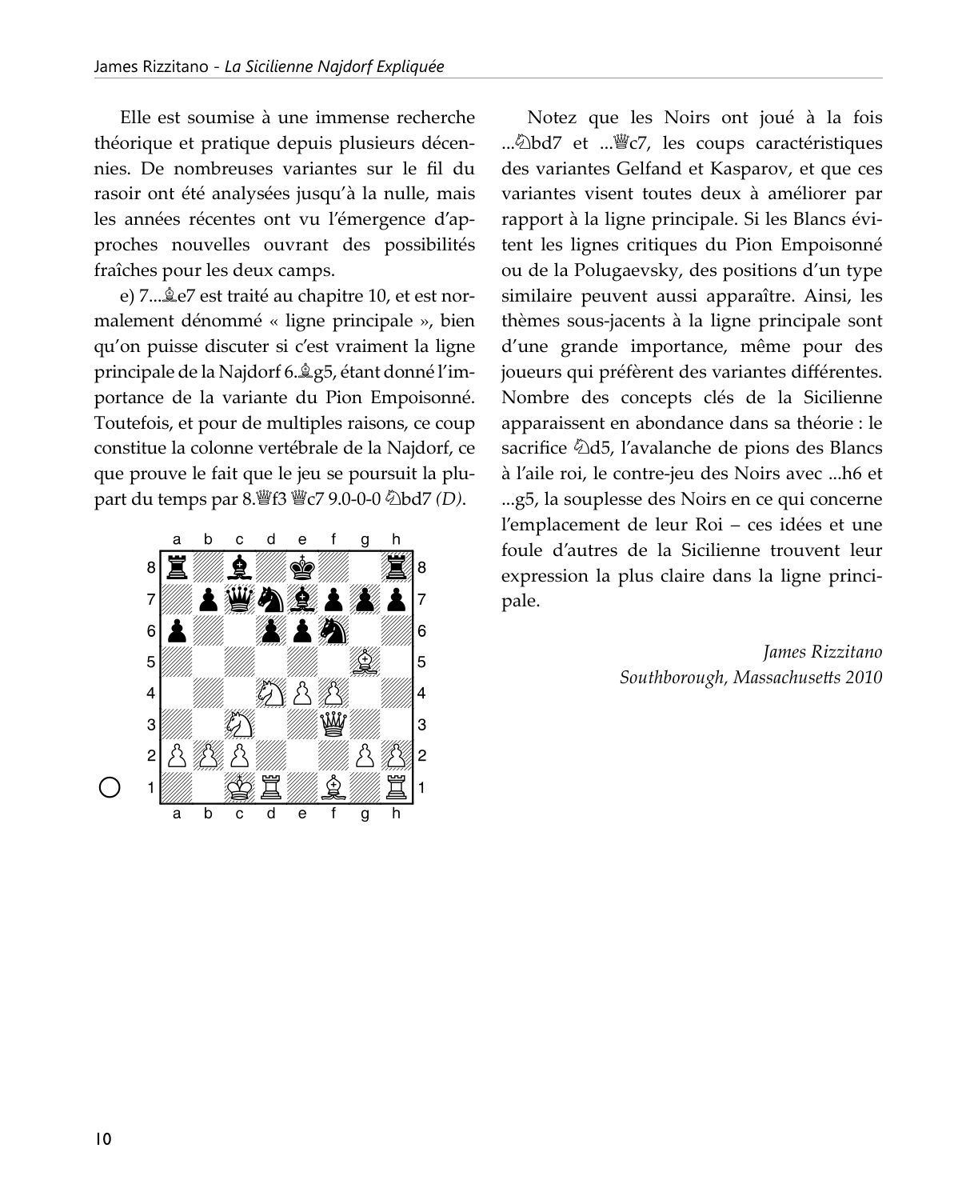Elle est soumise à une immense recherche théorique et pratique depuis plusieurs décennies. De nombreuses variantes sur le fil du rasoir ont été analysées jusqu'à la nulle, mais les années récentes ont vu l'émergence d'approches nouvelles ouvrant des possibilités fraîches pour les deux camps.

e) 7...♗e7 est traité au chapitre 10, et est normalement dénommé « ligne principale », bien qu'on puisse discuter si c'est vraiment la ligne principale de la Najdorf 6.♗g5, étant donné l'importance de la variante du Pion Empoisonné. Toutefois, et pour de multiples raisons, ce coup constitue la colonne vertébrale de la Najdorf, ce que prouve le fait que le jeu se poursuit la plupart du temps par 8.♕f3 ♕c7 9.0-0-0 ♘bd7 *(D)*.

Notez que les Noirs ont joué à la fois ...♘bd7 et ...♕c7, les coups caractéristiques des variantes Gelfand et Kasparov, et que ces variantes visent toutes deux à améliorer par rapport à la ligne principale. Si les Blancs évitent les lignes critiques du Pion Empoisonné ou de la Polugaevsky, des positions d'un type similaire peuvent aussi apparaître. Ainsi, les thèmes sous-jacents à la ligne principale sont d'une grande importance, même pour des joueurs qui préfèrent des variantes différentes. Nombre des concepts clés de la Sicilienne apparaissent en abondance dans sa théorie : le sacrifice ♘d5, l'avalanche de pions des Blancs à l'aile roi, le contre-jeu des Noirs avec ...h6 et ...g5, la souplesse des Noirs en ce qui concerne l'emplacement de leur Roi – ces idées et une foule d'autres de la Sicilienne trouvent leur expression la plus claire dans la ligne principale.

*James Rizzitano*
*Southborough, Massachusetts 2010*